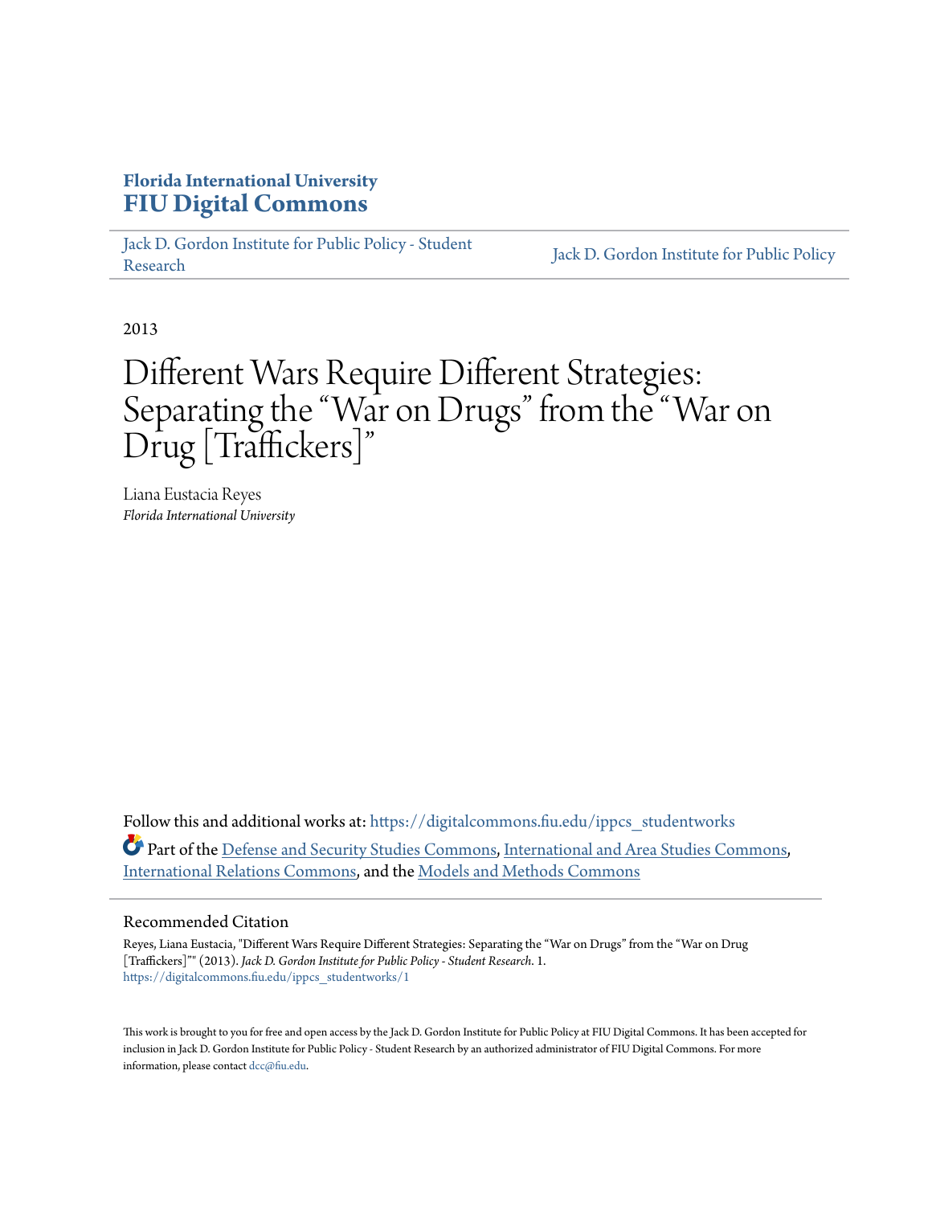Florida International University
# FIU Digital Commons

Jack D. Gordon Institute for Public Policy - Student Research | Jack D. Gordon Institute for Public Policy

2013

# Different Wars Require Different Strategies: Separating the "War on Drugs" from the "War on Drug [Traffickers]"

Liana Eustacia Reyes
*Florida International University*

Follow this and additional works at: https://digitalcommons.fiu.edu/ippcs_studentworks

Part of the Defense and Security Studies Commons, International and Area Studies Commons, International Relations Commons, and the Models and Methods Commons

## Recommended Citation

Reyes, Liana Eustacia, "Different Wars Require Different Strategies: Separating the "War on Drugs" from the "War on Drug [Traffickers]"" (2013). *Jack D. Gordon Institute for Public Policy - Student Research*. 1.
https://digitalcommons.fiu.edu/ippcs_studentworks/1

This work is brought to you for free and open access by the Jack D. Gordon Institute for Public Policy at FIU Digital Commons. It has been accepted for inclusion in Jack D. Gordon Institute for Public Policy - Student Research by an authorized administrator of FIU Digital Commons. For more information, please contact dcc@fiu.edu.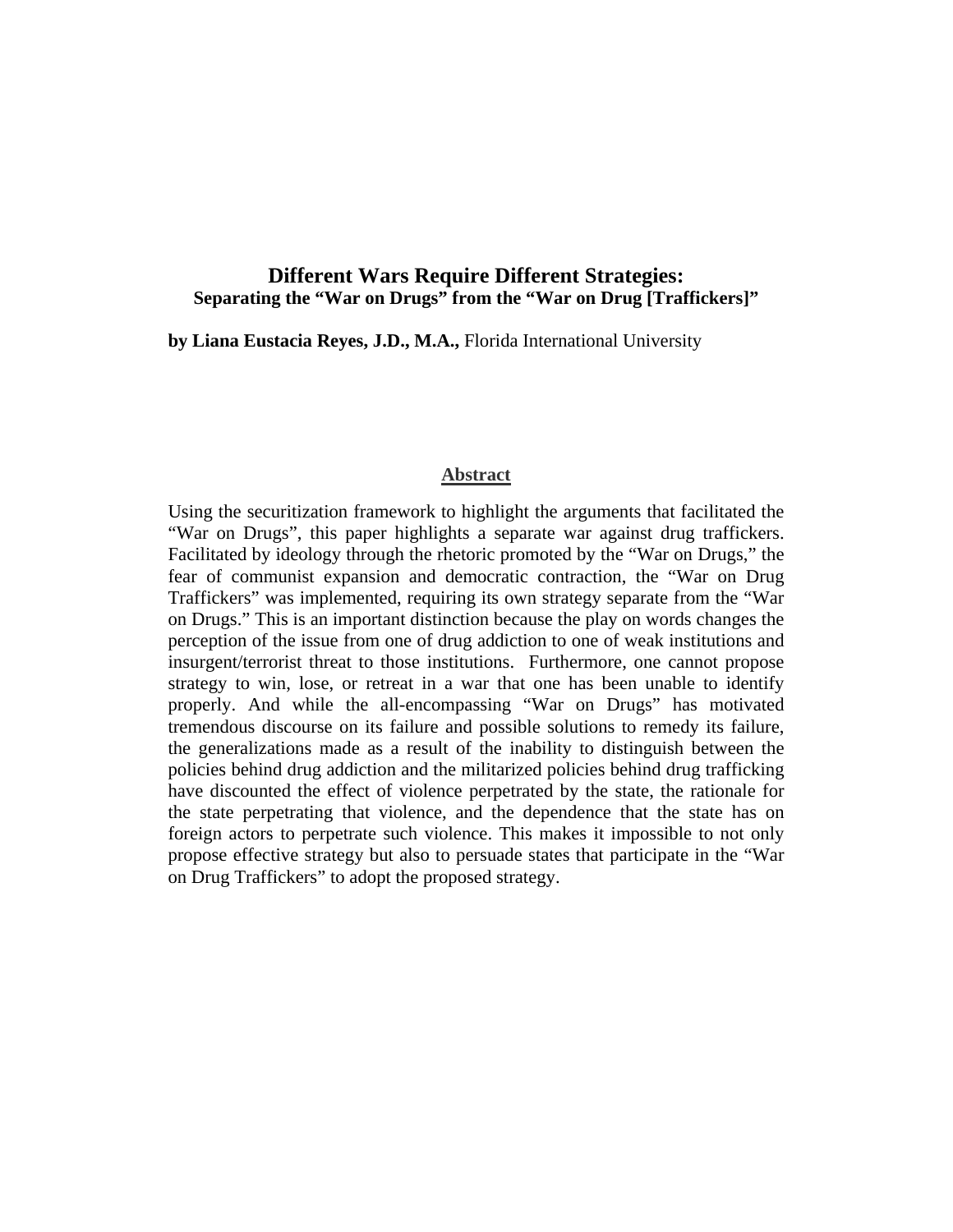# Different Wars Require Different Strategies:

### Separating the "War on Drugs" from the "War on Drug [Traffickers]"

**by Liana Eustacia Reyes, J.D., M.A.,** Florida International University

## Abstract

Using the securitization framework to highlight the arguments that facilitated the "War on Drugs", this paper highlights a separate war against drug traffickers. Facilitated by ideology through the rhetoric promoted by the "War on Drugs," the fear of communist expansion and democratic contraction, the "War on Drug Traffickers" was implemented, requiring its own strategy separate from the "War on Drugs." This is an important distinction because the play on words changes the perception of the issue from one of drug addiction to one of weak institutions and insurgent/terrorist threat to those institutions. Furthermore, one cannot propose strategy to win, lose, or retreat in a war that one has been unable to identify properly. And while the all-encompassing "War on Drugs" has motivated tremendous discourse on its failure and possible solutions to remedy its failure, the generalizations made as a result of the inability to distinguish between the policies behind drug addiction and the militarized policies behind drug trafficking have discounted the effect of violence perpetrated by the state, the rationale for the state perpetrating that violence, and the dependence that the state has on foreign actors to perpetrate such violence. This makes it impossible to not only propose effective strategy but also to persuade states that participate in the "War on Drug Traffickers" to adopt the proposed strategy.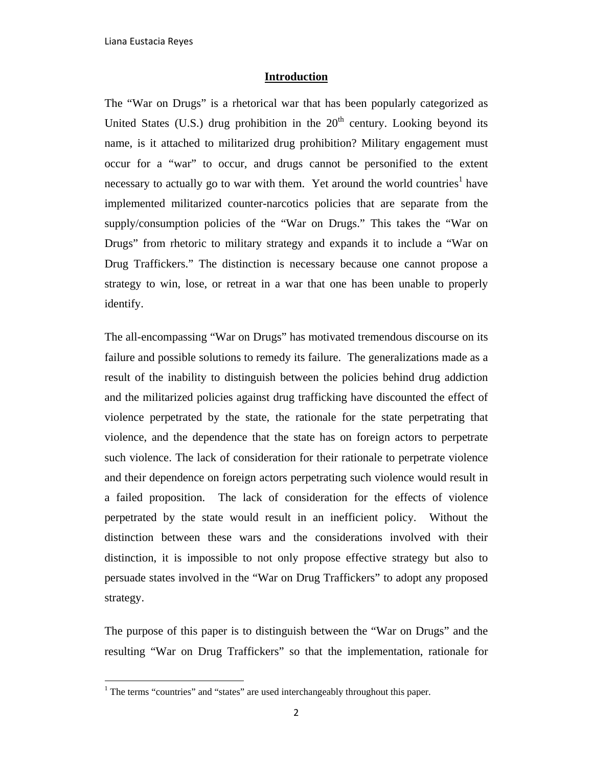## Introduction

The "War on Drugs" is a rhetorical war that has been popularly categorized as United States (U.S.) drug prohibition in the $20^{th}$ century. Looking beyond its name, is it attached to militarized drug prohibition? Military engagement must occur for a "war" to occur, and drugs cannot be personified to the extent necessary to actually go to war with them. Yet around the world countries[1] have implemented militarized counter-narcotics policies that are separate from the supply/consumption policies of the "War on Drugs." This takes the "War on Drugs" from rhetoric to military strategy and expands it to include a "War on Drug Traffickers." The distinction is necessary because one cannot propose a strategy to win, lose, or retreat in a war that one has been unable to properly identify.

The all-encompassing "War on Drugs" has motivated tremendous discourse on its failure and possible solutions to remedy its failure. The generalizations made as a result of the inability to distinguish between the policies behind drug addiction and the militarized policies against drug trafficking have discounted the effect of violence perpetrated by the state, the rationale for the state perpetrating that violence, and the dependence that the state has on foreign actors to perpetrate such violence. The lack of consideration for their rationale to perpetrate violence and their dependence on foreign actors perpetrating such violence would result in a failed proposition. The lack of consideration for the effects of violence perpetrated by the state would result in an inefficient policy. Without the distinction between these wars and the considerations involved with their distinction, it is impossible to not only propose effective strategy but also to persuade states involved in the "War on Drug Traffickers" to adopt any proposed strategy.

The purpose of this paper is to distinguish between the "War on Drugs" and the resulting "War on Drug Traffickers" so that the implementation, rationale for

[1] The terms "countries" and "states" are used interchangeably throughout this paper.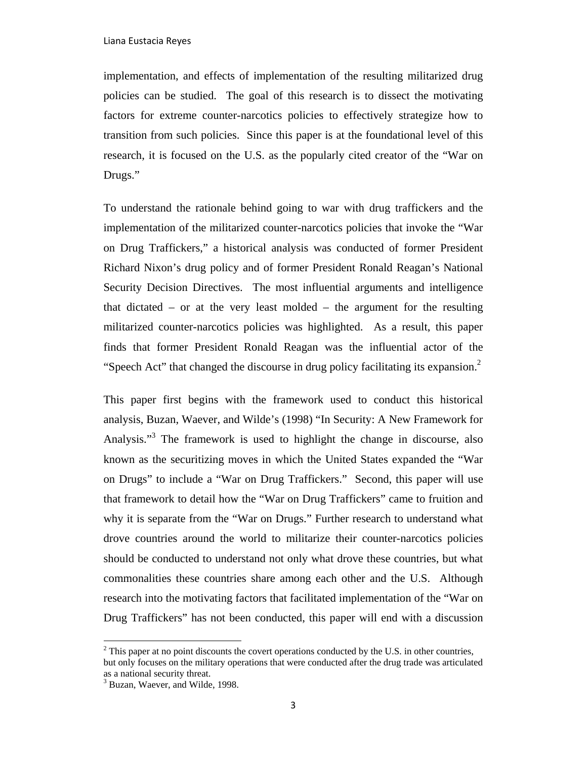implementation, and effects of implementation of the resulting militarized drug policies can be studied. The goal of this research is to dissect the motivating factors for extreme counter-narcotics policies to effectively strategize how to transition from such policies. Since this paper is at the foundational level of this research, it is focused on the U.S. as the popularly cited creator of the "War on Drugs."

To understand the rationale behind going to war with drug traffickers and the implementation of the militarized counter-narcotics policies that invoke the "War on Drug Traffickers," a historical analysis was conducted of former President Richard Nixon's drug policy and of former President Ronald Reagan's National Security Decision Directives. The most influential arguments and intelligence that dictated – or at the very least molded – the argument for the resulting militarized counter-narcotics policies was highlighted. As a result, this paper finds that former President Ronald Reagan was the influential actor of the "Speech Act" that changed the discourse in drug policy facilitating its expansion.[2]

This paper first begins with the framework used to conduct this historical analysis, Buzan, Waever, and Wilde's (1998) "In Security: A New Framework for Analysis."[3] The framework is used to highlight the change in discourse, also known as the securitizing moves in which the United States expanded the "War on Drugs" to include a "War on Drug Traffickers." Second, this paper will use that framework to detail how the "War on Drug Traffickers" came to fruition and why it is separate from the "War on Drugs." Further research to understand what drove countries around the world to militarize their counter-narcotics policies should be conducted to understand not only what drove these countries, but what commonalities these countries share among each other and the U.S. Although research into the motivating factors that facilitated implementation of the "War on Drug Traffickers" has not been conducted, this paper will end with a discussion

[2] This paper at no point discounts the covert operations conducted by the U.S. in other countries, but only focuses on the military operations that were conducted after the drug trade was articulated as a national security threat.

[3] Buzan, Waever, and Wilde, 1998.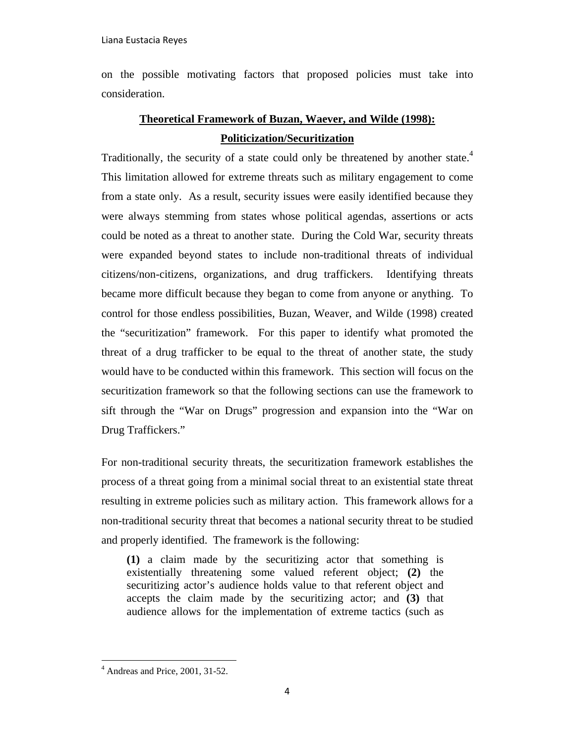on the possible motivating factors that proposed policies must take into consideration.

## Theoretical Framework of Buzan, Waever, and Wilde (1998): Politicization/Securitization

Traditionally, the security of a state could only be threatened by another state.[4] This limitation allowed for extreme threats such as military engagement to come from a state only. As a result, security issues were easily identified because they were always stemming from states whose political agendas, assertions or acts could be noted as a threat to another state. During the Cold War, security threats were expanded beyond states to include non-traditional threats of individual citizens/non-citizens, organizations, and drug traffickers. Identifying threats became more difficult because they began to come from anyone or anything. To control for those endless possibilities, Buzan, Weaver, and Wilde (1998) created the "securitization" framework. For this paper to identify what promoted the threat of a drug trafficker to be equal to the threat of another state, the study would have to be conducted within this framework. This section will focus on the securitization framework so that the following sections can use the framework to sift through the "War on Drugs" progression and expansion into the "War on Drug Traffickers."

For non-traditional security threats, the securitization framework establishes the process of a threat going from a minimal social threat to an existential state threat resulting in extreme policies such as military action. This framework allows for a non-traditional security threat that becomes a national security threat to be studied and properly identified. The framework is the following:

> **(1)** a claim made by the securitizing actor that something is existentially threatening some valued referent object; **(2)** the securitizing actor's audience holds value to that referent object and accepts the claim made by the securitizing actor; and **(3)** that audience allows for the implementation of extreme tactics (such as

[4] Andreas and Price, 2001, 31-52.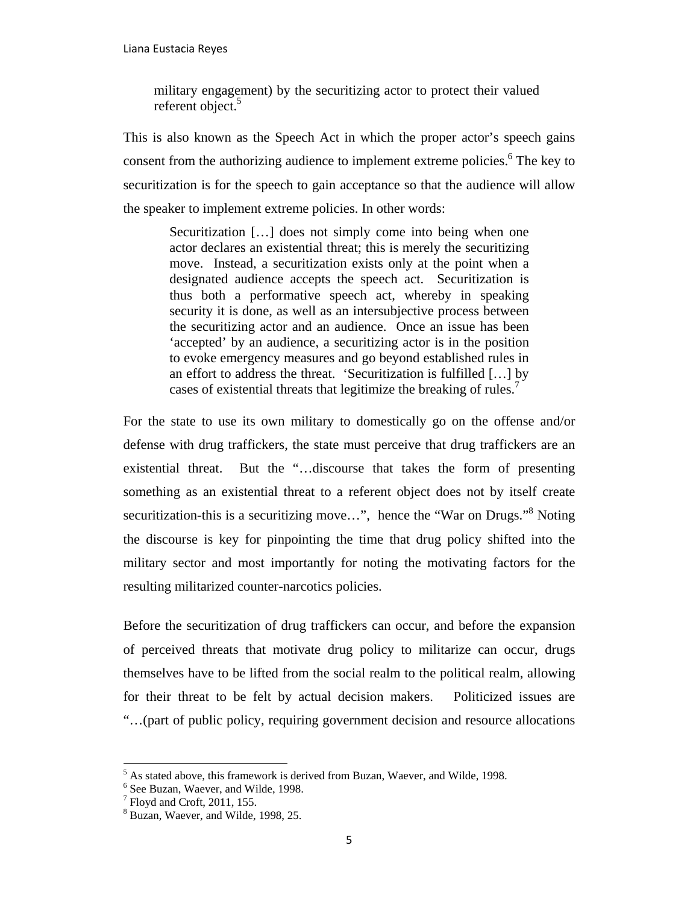> military engagement) by the securitizing actor to protect their valued referent object.[5]

This is also known as the Speech Act in which the proper actor's speech gains consent from the authorizing audience to implement extreme policies.[6] The key to securitization is for the speech to gain acceptance so that the audience will allow the speaker to implement extreme policies. In other words:

> Securitization […] does not simply come into being when one actor declares an existential threat; this is merely the securitizing move. Instead, a securitization exists only at the point when a designated audience accepts the speech act. Securitization is thus both a performative speech act, whereby in speaking security it is done, as well as an intersubjective process between the securitizing actor and an audience. Once an issue has been 'accepted' by an audience, a securitizing actor is in the position to evoke emergency measures and go beyond established rules in an effort to address the threat. 'Securitization is fulfilled […] by cases of existential threats that legitimize the breaking of rules.[7]

For the state to use its own military to domestically go on the offense and/or defense with drug traffickers, the state must perceive that drug traffickers are an existential threat. But the "…discourse that takes the form of presenting something as an existential threat to a referent object does not by itself create securitization-this is a securitizing move…", hence the "War on Drugs."[8] Noting the discourse is key for pinpointing the time that drug policy shifted into the military sector and most importantly for noting the motivating factors for the resulting militarized counter-narcotics policies.

Before the securitization of drug traffickers can occur, and before the expansion of perceived threats that motivate drug policy to militarize can occur, drugs themselves have to be lifted from the social realm to the political realm, allowing for their threat to be felt by actual decision makers. Politicized issues are "…(part of public policy, requiring government decision and resource allocations

---

[5] As stated above, this framework is derived from Buzan, Waever, and Wilde, 1998.

[6] See Buzan, Waever, and Wilde, 1998.

[7] Floyd and Croft, 2011, 155.

[8] Buzan, Waever, and Wilde, 1998, 25.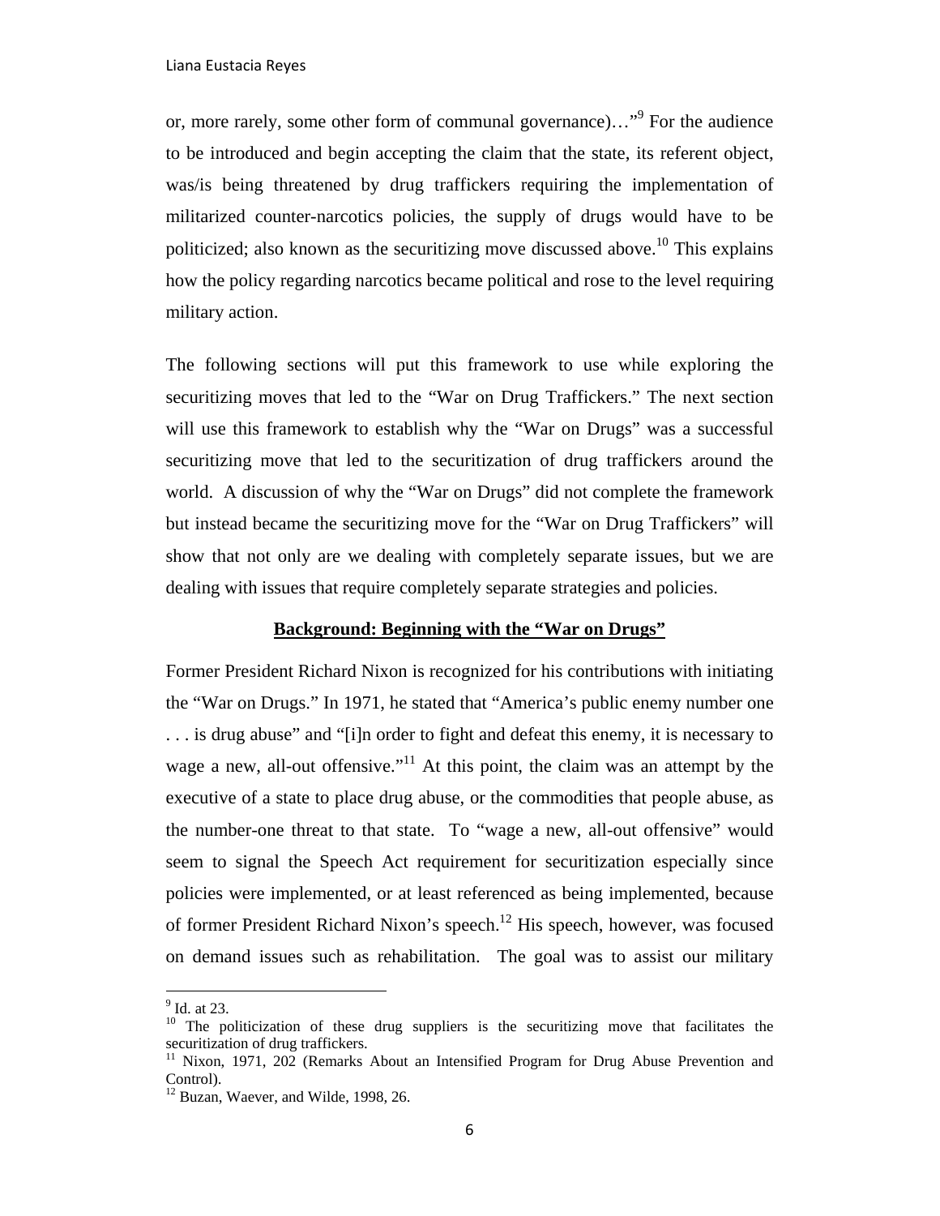or, more rarely, some other form of communal governance)…"[9] For the audience to be introduced and begin accepting the claim that the state, its referent object, was/is being threatened by drug traffickers requiring the implementation of militarized counter-narcotics policies, the supply of drugs would have to be politicized; also known as the securitizing move discussed above.[10] This explains how the policy regarding narcotics became political and rose to the level requiring military action.

The following sections will put this framework to use while exploring the securitizing moves that led to the "War on Drug Traffickers." The next section will use this framework to establish why the "War on Drugs" was a successful securitizing move that led to the securitization of drug traffickers around the world. A discussion of why the "War on Drugs" did not complete the framework but instead became the securitizing move for the "War on Drug Traffickers" will show that not only are we dealing with completely separate issues, but we are dealing with issues that require completely separate strategies and policies.

## Background: Beginning with the "War on Drugs"

Former President Richard Nixon is recognized for his contributions with initiating the "War on Drugs." In 1971, he stated that "America's public enemy number one . . . is drug abuse" and "[i]n order to fight and defeat this enemy, it is necessary to wage a new, all-out offensive."[11] At this point, the claim was an attempt by the executive of a state to place drug abuse, or the commodities that people abuse, as the number-one threat to that state. To "wage a new, all-out offensive" would seem to signal the Speech Act requirement for securitization especially since policies were implemented, or at least referenced as being implemented, because of former President Richard Nixon's speech.[12] His speech, however, was focused on demand issues such as rehabilitation. The goal was to assist our military

---

[9] Id. at 23.

[10] The politicization of these drug suppliers is the securitizing move that facilitates the securitization of drug traffickers.

[11] Nixon, 1971, 202 (Remarks About an Intensified Program for Drug Abuse Prevention and Control).

[12] Buzan, Waever, and Wilde, 1998, 26.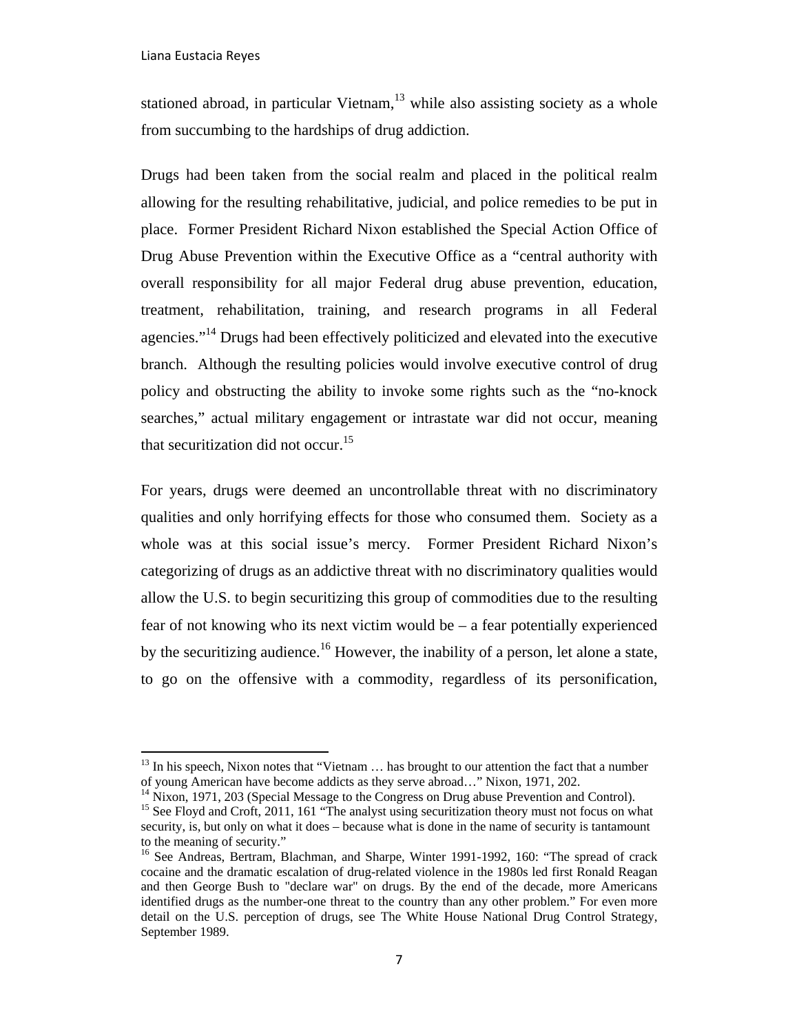stationed abroad, in particular Vietnam,[13] while also assisting society as a whole from succumbing to the hardships of drug addiction.

Drugs had been taken from the social realm and placed in the political realm allowing for the resulting rehabilitative, judicial, and police remedies to be put in place. Former President Richard Nixon established the Special Action Office of Drug Abuse Prevention within the Executive Office as a "central authority with overall responsibility for all major Federal drug abuse prevention, education, treatment, rehabilitation, training, and research programs in all Federal agencies."[14] Drugs had been effectively politicized and elevated into the executive branch. Although the resulting policies would involve executive control of drug policy and obstructing the ability to invoke some rights such as the "no-knock searches," actual military engagement or intrastate war did not occur, meaning that securitization did not occur.[15]

For years, drugs were deemed an uncontrollable threat with no discriminatory qualities and only horrifying effects for those who consumed them. Society as a whole was at this social issue's mercy. Former President Richard Nixon's categorizing of drugs as an addictive threat with no discriminatory qualities would allow the U.S. to begin securitizing this group of commodities due to the resulting fear of not knowing who its next victim would be – a fear potentially experienced by the securitizing audience.[16] However, the inability of a person, let alone a state, to go on the offensive with a commodity, regardless of its personification,

---

[13] In his speech, Nixon notes that "Vietnam … has brought to our attention the fact that a number of young American have become addicts as they serve abroad…" Nixon, 1971, 202.

[14] Nixon, 1971, 203 (Special Message to the Congress on Drug abuse Prevention and Control).

[15] See Floyd and Croft, 2011, 161 "The analyst using securitization theory must not focus on what security, is, but only on what it does – because what is done in the name of security is tantamount to the meaning of security."

[16] See Andreas, Bertram, Blachman, and Sharpe, Winter 1991-1992, 160: "The spread of crack cocaine and the dramatic escalation of drug-related violence in the 1980s led first Ronald Reagan and then George Bush to "declare war" on drugs. By the end of the decade, more Americans identified drugs as the number-one threat to the country than any other problem." For even more detail on the U.S. perception of drugs, see The White House National Drug Control Strategy, September 1989.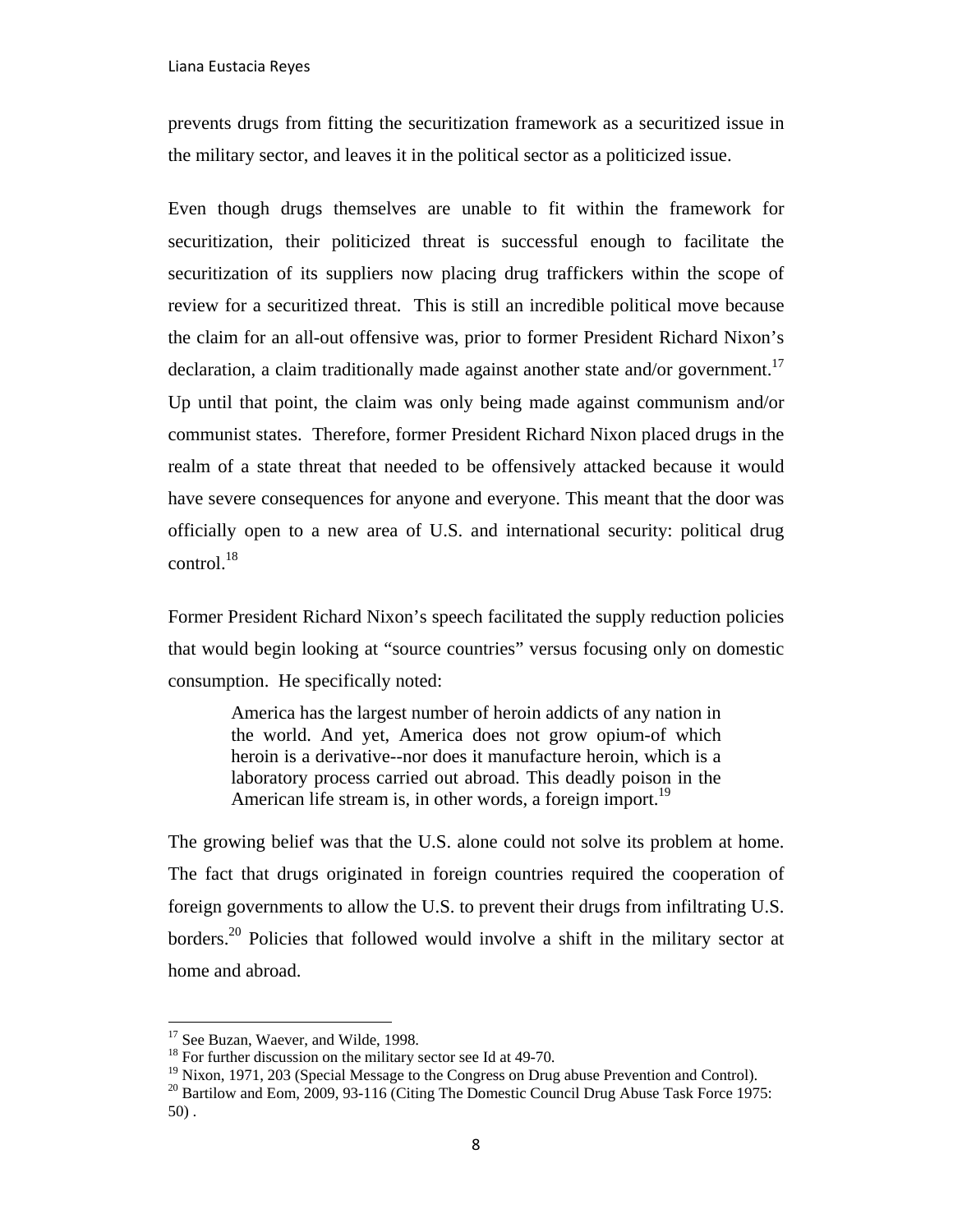prevents drugs from fitting the securitization framework as a securitized issue in the military sector, and leaves it in the political sector as a politicized issue.

Even though drugs themselves are unable to fit within the framework for securitization, their politicized threat is successful enough to facilitate the securitization of its suppliers now placing drug traffickers within the scope of review for a securitized threat. This is still an incredible political move because the claim for an all-out offensive was, prior to former President Richard Nixon's declaration, a claim traditionally made against another state and/or government.[17] Up until that point, the claim was only being made against communism and/or communist states. Therefore, former President Richard Nixon placed drugs in the realm of a state threat that needed to be offensively attacked because it would have severe consequences for anyone and everyone. This meant that the door was officially open to a new area of U.S. and international security: political drug control.[18]

Former President Richard Nixon's speech facilitated the supply reduction policies that would begin looking at "source countries" versus focusing only on domestic consumption. He specifically noted:

> America has the largest number of heroin addicts of any nation in the world. And yet, America does not grow opium-of which heroin is a derivative--nor does it manufacture heroin, which is a laboratory process carried out abroad. This deadly poison in the American life stream is, in other words, a foreign import.[19]

The growing belief was that the U.S. alone could not solve its problem at home. The fact that drugs originated in foreign countries required the cooperation of foreign governments to allow the U.S. to prevent their drugs from infiltrating U.S. borders.[20] Policies that followed would involve a shift in the military sector at home and abroad.

---

[17] See Buzan, Waever, and Wilde, 1998.

[18] For further discussion on the military sector see Id at 49-70.

[19] Nixon, 1971, 203 (Special Message to the Congress on Drug abuse Prevention and Control).

[20] Bartilow and Eom, 2009, 93-116 (Citing The Domestic Council Drug Abuse Task Force 1975: 50) .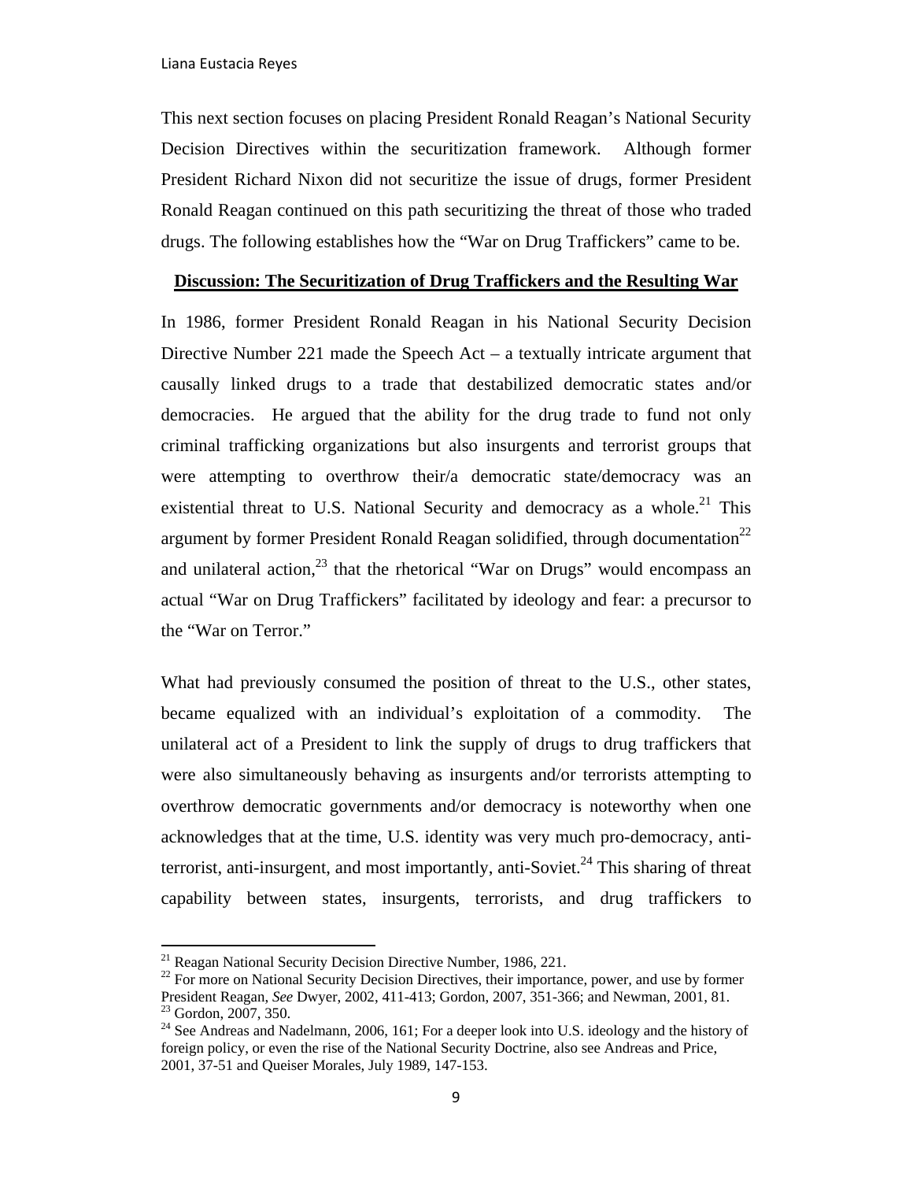This next section focuses on placing President Ronald Reagan's National Security Decision Directives within the securitization framework. Although former President Richard Nixon did not securitize the issue of drugs, former President Ronald Reagan continued on this path securitizing the threat of those who traded drugs. The following establishes how the "War on Drug Traffickers" came to be.

## Discussion: The Securitization of Drug Traffickers and the Resulting War

In 1986, former President Ronald Reagan in his National Security Decision Directive Number 221 made the Speech Act – a textually intricate argument that causally linked drugs to a trade that destabilized democratic states and/or democracies. He argued that the ability for the drug trade to fund not only criminal trafficking organizations but also insurgents and terrorist groups that were attempting to overthrow their/a democratic state/democracy was an existential threat to U.S. National Security and democracy as a whole.[21] This argument by former President Ronald Reagan solidified, through documentation[22] and unilateral action,[23] that the rhetorical "War on Drugs" would encompass an actual "War on Drug Traffickers" facilitated by ideology and fear: a precursor to the "War on Terror."

What had previously consumed the position of threat to the U.S., other states, became equalized with an individual's exploitation of a commodity. The unilateral act of a President to link the supply of drugs to drug traffickers that were also simultaneously behaving as insurgents and/or terrorists attempting to overthrow democratic governments and/or democracy is noteworthy when one acknowledges that at the time, U.S. identity was very much pro-democracy, anti-terrorist, anti-insurgent, and most importantly, anti-Soviet.[24] This sharing of threat capability between states, insurgents, terrorists, and drug traffickers to

---

[21] Reagan National Security Decision Directive Number, 1986, 221.

[22] For more on National Security Decision Directives, their importance, power, and use by former President Reagan, *See* Dwyer, 2002, 411-413; Gordon, 2007, 351-366; and Newman, 2001, 81.

[23] Gordon, 2007, 350.

[24] See Andreas and Nadelmann, 2006, 161; For a deeper look into U.S. ideology and the history of foreign policy, or even the rise of the National Security Doctrine, also see Andreas and Price, 2001, 37-51 and Queiser Morales, July 1989, 147-153.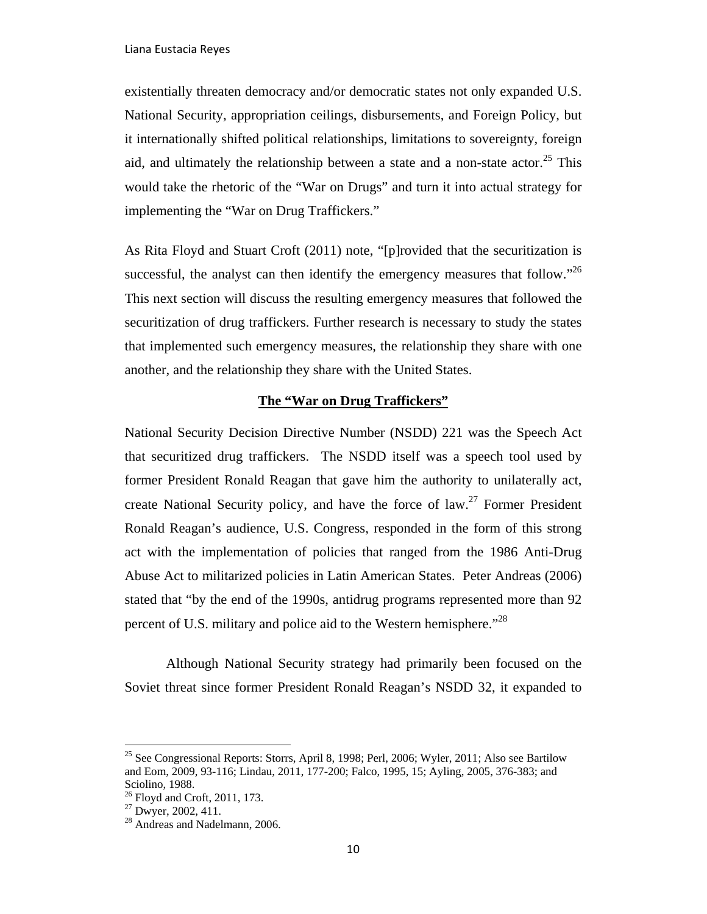existentially threaten democracy and/or democratic states not only expanded U.S. National Security, appropriation ceilings, disbursements, and Foreign Policy, but it internationally shifted political relationships, limitations to sovereignty, foreign aid, and ultimately the relationship between a state and a non-state actor.[25] This would take the rhetoric of the "War on Drugs" and turn it into actual strategy for implementing the "War on Drug Traffickers."

As Rita Floyd and Stuart Croft (2011) note, "[p]rovided that the securitization is successful, the analyst can then identify the emergency measures that follow."[26] This next section will discuss the resulting emergency measures that followed the securitization of drug traffickers. Further research is necessary to study the states that implemented such emergency measures, the relationship they share with one another, and the relationship they share with the United States.

## The "War on Drug Traffickers"

National Security Decision Directive Number (NSDD) 221 was the Speech Act that securitized drug traffickers. The NSDD itself was a speech tool used by former President Ronald Reagan that gave him the authority to unilaterally act, create National Security policy, and have the force of law.[27] Former President Ronald Reagan's audience, U.S. Congress, responded in the form of this strong act with the implementation of policies that ranged from the 1986 Anti-Drug Abuse Act to militarized policies in Latin American States. Peter Andreas (2006) stated that "by the end of the 1990s, antidrug programs represented more than 92 percent of U.S. military and police aid to the Western hemisphere."[28]

Although National Security strategy had primarily been focused on the Soviet threat since former President Ronald Reagan's NSDD 32, it expanded to

---

[25] See Congressional Reports: Storrs, April 8, 1998; Perl, 2006; Wyler, 2011; Also see Bartilow and Eom, 2009, 93-116; Lindau, 2011, 177-200; Falco, 1995, 15; Ayling, 2005, 376-383; and Sciolino, 1988.

[26] Floyd and Croft, 2011, 173.

[27] Dwyer, 2002, 411.

[28] Andreas and Nadelmann, 2006.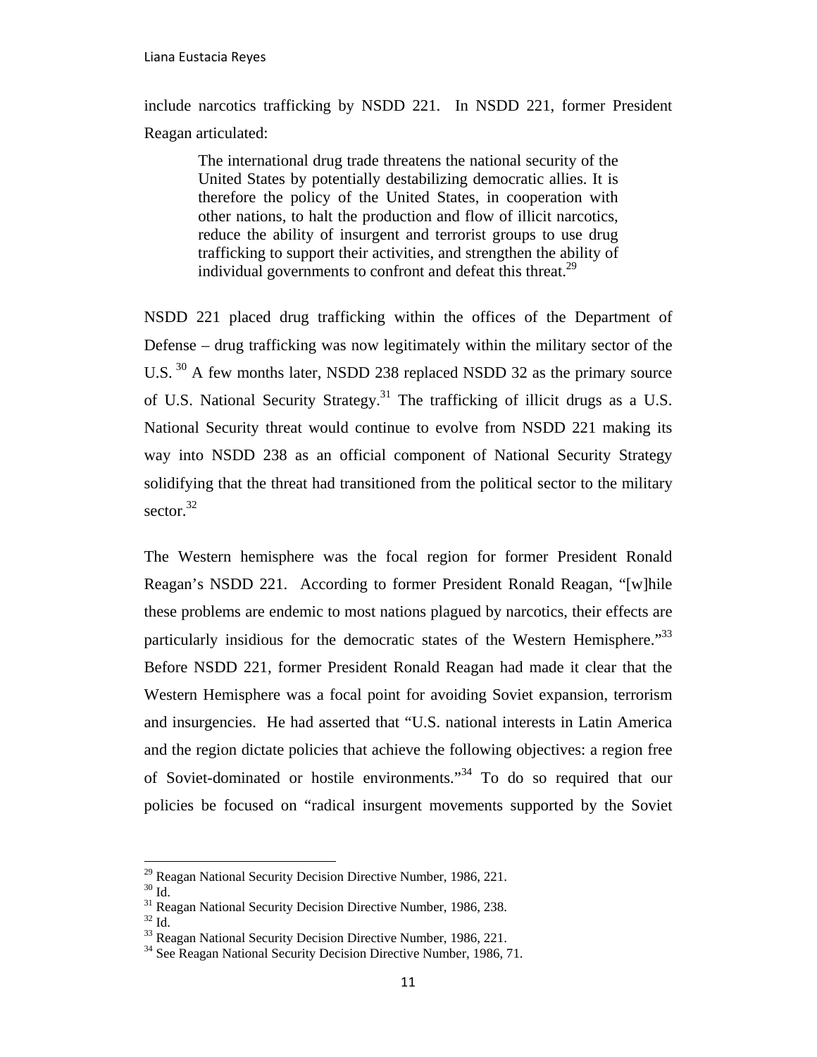include narcotics trafficking by NSDD 221. In NSDD 221, former President Reagan articulated:

> The international drug trade threatens the national security of the United States by potentially destabilizing democratic allies. It is therefore the policy of the United States, in cooperation with other nations, to halt the production and flow of illicit narcotics, reduce the ability of insurgent and terrorist groups to use drug trafficking to support their activities, and strengthen the ability of individual governments to confront and defeat this threat.[29]

NSDD 221 placed drug trafficking within the offices of the Department of Defense – drug trafficking was now legitimately within the military sector of the U.S. [30] A few months later, NSDD 238 replaced NSDD 32 as the primary source of U.S. National Security Strategy.[31] The trafficking of illicit drugs as a U.S. National Security threat would continue to evolve from NSDD 221 making its way into NSDD 238 as an official component of National Security Strategy solidifying that the threat had transitioned from the political sector to the military sector.[32]

The Western hemisphere was the focal region for former President Ronald Reagan's NSDD 221. According to former President Ronald Reagan, "[w]hile these problems are endemic to most nations plagued by narcotics, their effects are particularly insidious for the democratic states of the Western Hemisphere."[33] Before NSDD 221, former President Ronald Reagan had made it clear that the Western Hemisphere was a focal point for avoiding Soviet expansion, terrorism and insurgencies. He had asserted that "U.S. national interests in Latin America and the region dictate policies that achieve the following objectives: a region free of Soviet-dominated or hostile environments."[34] To do so required that our policies be focused on "radical insurgent movements supported by the Soviet

---

[29] Reagan National Security Decision Directive Number, 1986, 221.
[30] Id.
[31] Reagan National Security Decision Directive Number, 1986, 238.
[32] Id.
[33] Reagan National Security Decision Directive Number, 1986, 221.
[34] See Reagan National Security Decision Directive Number, 1986, 71.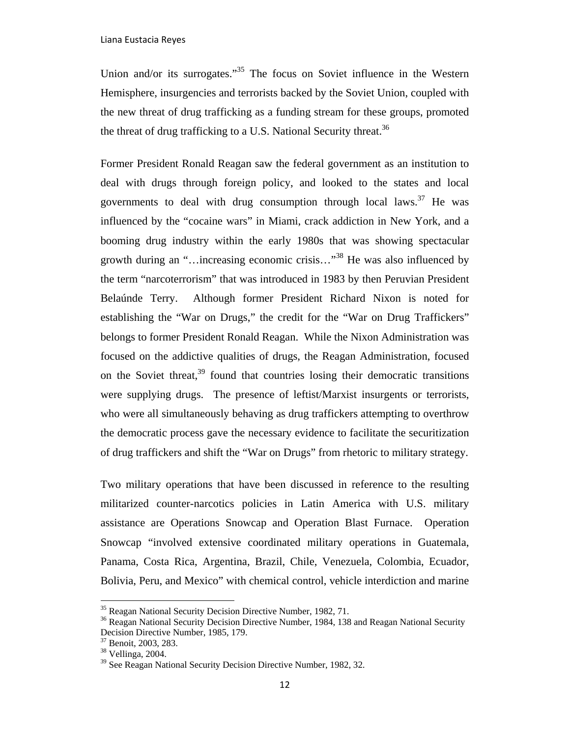Union and/or its surrogates."[35] The focus on Soviet influence in the Western Hemisphere, insurgencies and terrorists backed by the Soviet Union, coupled with the new threat of drug trafficking as a funding stream for these groups, promoted the threat of drug trafficking to a U.S. National Security threat.[36]

Former President Ronald Reagan saw the federal government as an institution to deal with drugs through foreign policy, and looked to the states and local governments to deal with drug consumption through local laws.[37] He was influenced by the "cocaine wars" in Miami, crack addiction in New York, and a booming drug industry within the early 1980s that was showing spectacular growth during an "…increasing economic crisis…"[38] He was also influenced by the term "narcoterrorism" that was introduced in 1983 by then Peruvian President Belaúnde Terry. Although former President Richard Nixon is noted for establishing the "War on Drugs," the credit for the "War on Drug Traffickers" belongs to former President Ronald Reagan. While the Nixon Administration was focused on the addictive qualities of drugs, the Reagan Administration, focused on the Soviet threat,[39] found that countries losing their democratic transitions were supplying drugs. The presence of leftist/Marxist insurgents or terrorists, who were all simultaneously behaving as drug traffickers attempting to overthrow the democratic process gave the necessary evidence to facilitate the securitization of drug traffickers and shift the "War on Drugs" from rhetoric to military strategy.

Two military operations that have been discussed in reference to the resulting militarized counter-narcotics policies in Latin America with U.S. military assistance are Operations Snowcap and Operation Blast Furnace. Operation Snowcap "involved extensive coordinated military operations in Guatemala, Panama, Costa Rica, Argentina, Brazil, Chile, Venezuela, Colombia, Ecuador, Bolivia, Peru, and Mexico" with chemical control, vehicle interdiction and marine

---

[35] Reagan National Security Decision Directive Number, 1982, 71.
[36] Reagan National Security Decision Directive Number, 1984, 138 and Reagan National Security Decision Directive Number, 1985, 179.
[37] Benoit, 2003, 283.
[38] Vellinga, 2004.
[39] See Reagan National Security Decision Directive Number, 1982, 32.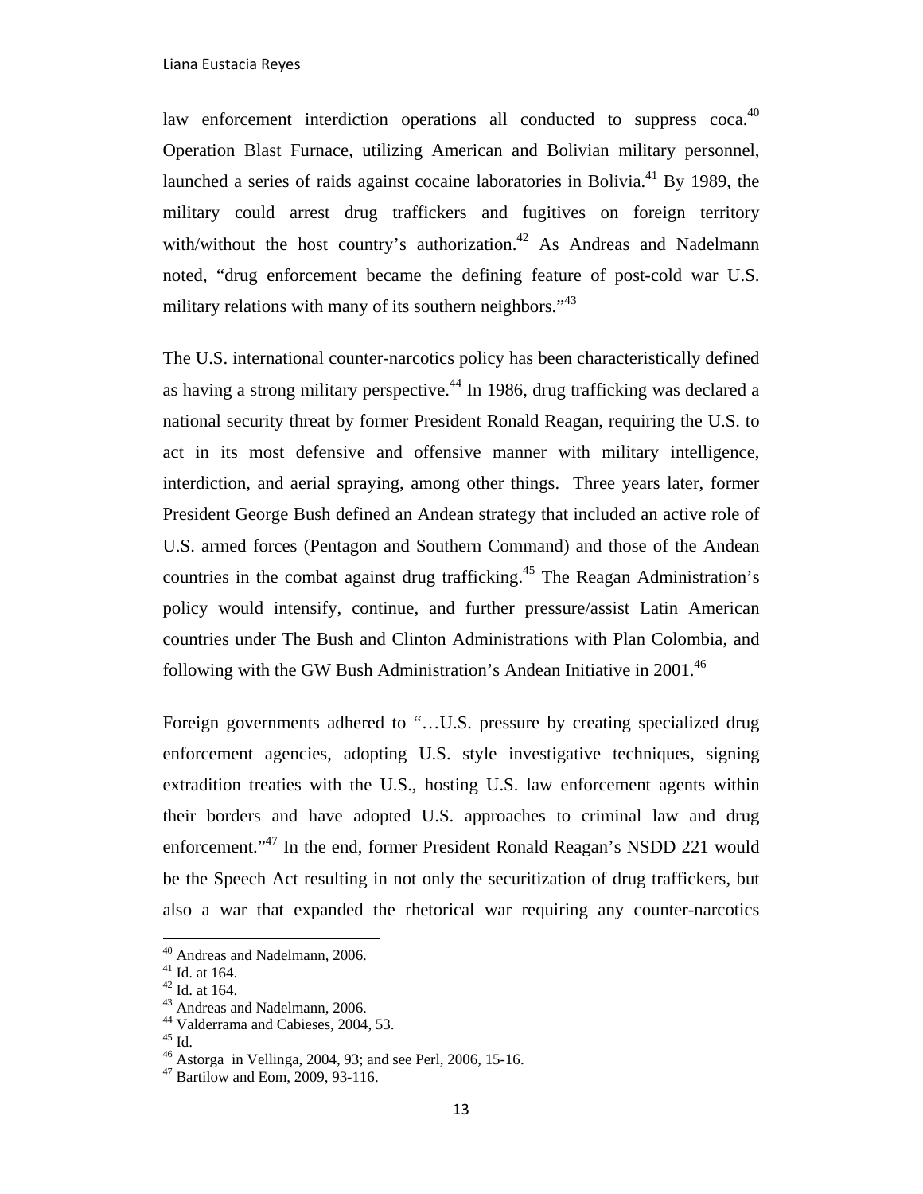law enforcement interdiction operations all conducted to suppress coca.[40] Operation Blast Furnace, utilizing American and Bolivian military personnel, launched a series of raids against cocaine laboratories in Bolivia.[41] By 1989, the military could arrest drug traffickers and fugitives on foreign territory with/without the host country's authorization.[42] As Andreas and Nadelmann noted, "drug enforcement became the defining feature of post-cold war U.S. military relations with many of its southern neighbors."[43]

The U.S. international counter-narcotics policy has been characteristically defined as having a strong military perspective.[44] In 1986, drug trafficking was declared a national security threat by former President Ronald Reagan, requiring the U.S. to act in its most defensive and offensive manner with military intelligence, interdiction, and aerial spraying, among other things. Three years later, former President George Bush defined an Andean strategy that included an active role of U.S. armed forces (Pentagon and Southern Command) and those of the Andean countries in the combat against drug trafficking.[45] The Reagan Administration's policy would intensify, continue, and further pressure/assist Latin American countries under The Bush and Clinton Administrations with Plan Colombia, and following with the GW Bush Administration's Andean Initiative in 2001.[46]

Foreign governments adhered to "…U.S. pressure by creating specialized drug enforcement agencies, adopting U.S. style investigative techniques, signing extradition treaties with the U.S., hosting U.S. law enforcement agents within their borders and have adopted U.S. approaches to criminal law and drug enforcement."[47] In the end, former President Ronald Reagan's NSDD 221 would be the Speech Act resulting in not only the securitization of drug traffickers, but also a war that expanded the rhetorical war requiring any counter-narcotics

---

[40] Andreas and Nadelmann, 2006.
[41] Id. at 164.
[42] Id. at 164.
[43] Andreas and Nadelmann, 2006.
[44] Valderrama and Cabieses, 2004, 53.
[45] Id.
[46] Astorga in Vellinga, 2004, 93; and see Perl, 2006, 15-16.
[47] Bartilow and Eom, 2009, 93-116.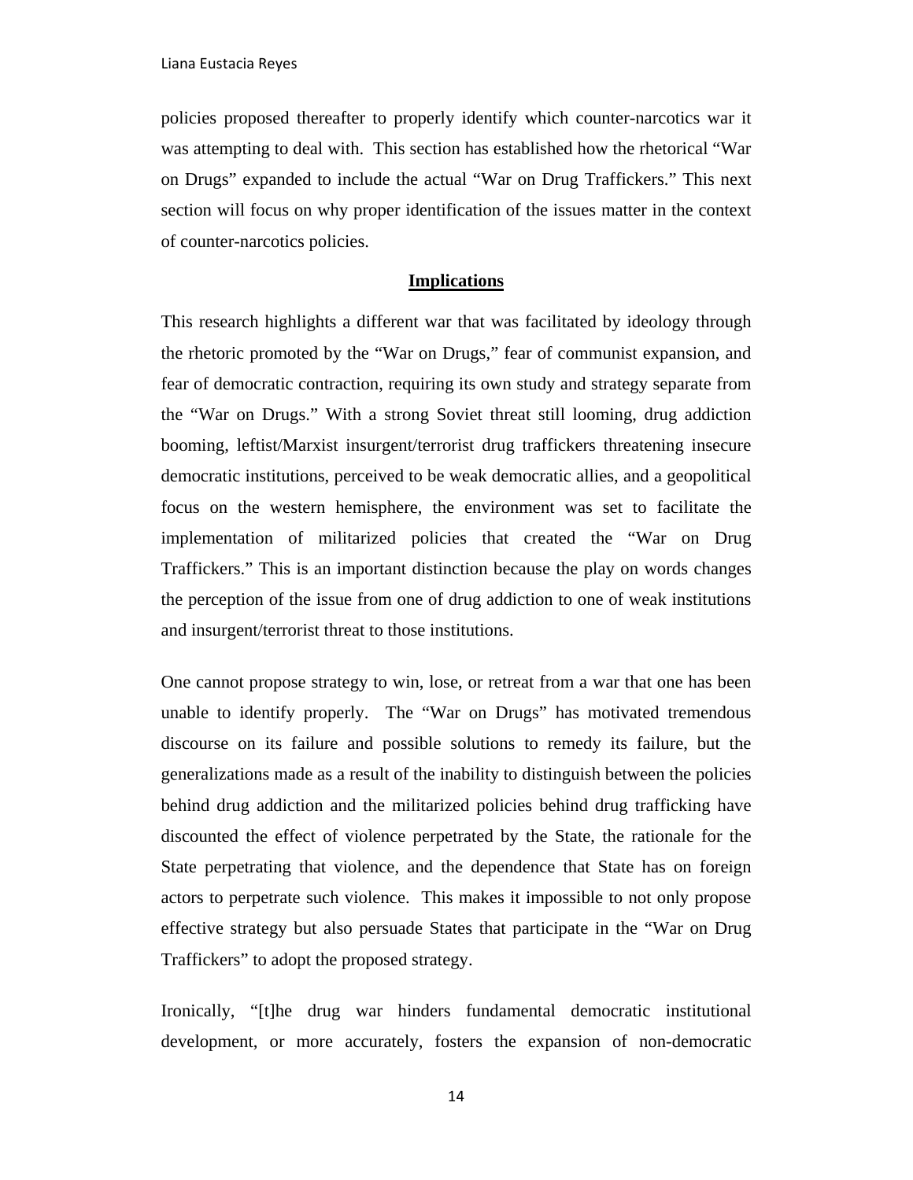policies proposed thereafter to properly identify which counter-narcotics war it was attempting to deal with. This section has established how the rhetorical "War on Drugs" expanded to include the actual "War on Drug Traffickers." This next section will focus on why proper identification of the issues matter in the context of counter-narcotics policies.

## Implications

This research highlights a different war that was facilitated by ideology through the rhetoric promoted by the "War on Drugs," fear of communist expansion, and fear of democratic contraction, requiring its own study and strategy separate from the "War on Drugs." With a strong Soviet threat still looming, drug addiction booming, leftist/Marxist insurgent/terrorist drug traffickers threatening insecure democratic institutions, perceived to be weak democratic allies, and a geopolitical focus on the western hemisphere, the environment was set to facilitate the implementation of militarized policies that created the "War on Drug Traffickers." This is an important distinction because the play on words changes the perception of the issue from one of drug addiction to one of weak institutions and insurgent/terrorist threat to those institutions.

One cannot propose strategy to win, lose, or retreat from a war that one has been unable to identify properly. The "War on Drugs" has motivated tremendous discourse on its failure and possible solutions to remedy its failure, but the generalizations made as a result of the inability to distinguish between the policies behind drug addiction and the militarized policies behind drug trafficking have discounted the effect of violence perpetrated by the State, the rationale for the State perpetrating that violence, and the dependence that State has on foreign actors to perpetrate such violence. This makes it impossible to not only propose effective strategy but also persuade States that participate in the "War on Drug Traffickers" to adopt the proposed strategy.

Ironically, "[t]he drug war hinders fundamental democratic institutional development, or more accurately, fosters the expansion of non-democratic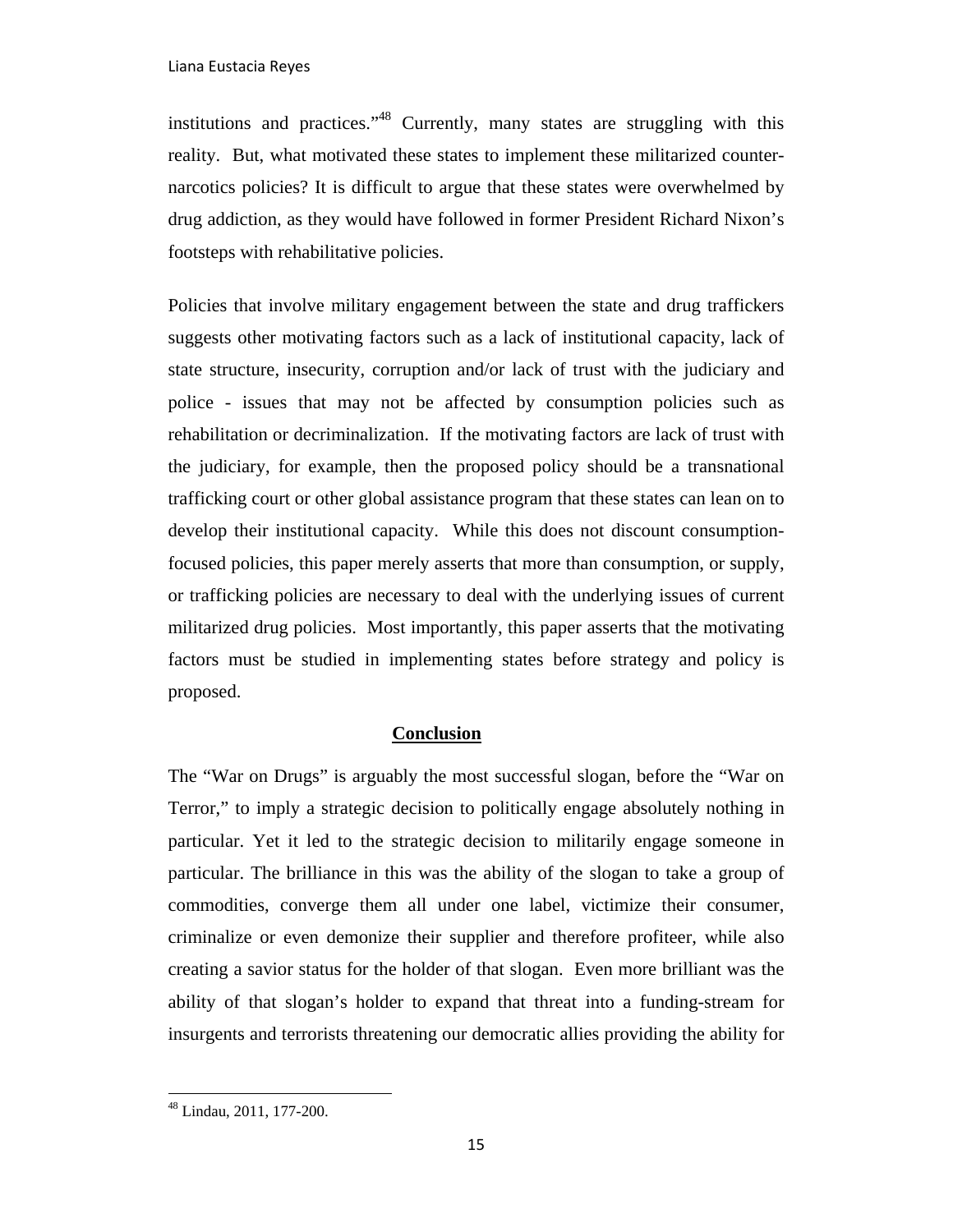institutions and practices."[48] Currently, many states are struggling with this reality. But, what motivated these states to implement these militarized counter-narcotics policies? It is difficult to argue that these states were overwhelmed by drug addiction, as they would have followed in former President Richard Nixon's footsteps with rehabilitative policies.

Policies that involve military engagement between the state and drug traffickers suggests other motivating factors such as a lack of institutional capacity, lack of state structure, insecurity, corruption and/or lack of trust with the judiciary and police - issues that may not be affected by consumption policies such as rehabilitation or decriminalization. If the motivating factors are lack of trust with the judiciary, for example, then the proposed policy should be a transnational trafficking court or other global assistance program that these states can lean on to develop their institutional capacity. While this does not discount consumption-focused policies, this paper merely asserts that more than consumption, or supply, or trafficking policies are necessary to deal with the underlying issues of current militarized drug policies. Most importantly, this paper asserts that the motivating factors must be studied in implementing states before strategy and policy is proposed.

## Conclusion

The "War on Drugs" is arguably the most successful slogan, before the "War on Terror," to imply a strategic decision to politically engage absolutely nothing in particular. Yet it led to the strategic decision to militarily engage someone in particular. The brilliance in this was the ability of the slogan to take a group of commodities, converge them all under one label, victimize their consumer, criminalize or even demonize their supplier and therefore profiteer, while also creating a savior status for the holder of that slogan. Even more brilliant was the ability of that slogan's holder to expand that threat into a funding-stream for insurgents and terrorists threatening our democratic allies providing the ability for

[48] Lindau, 2011, 177-200.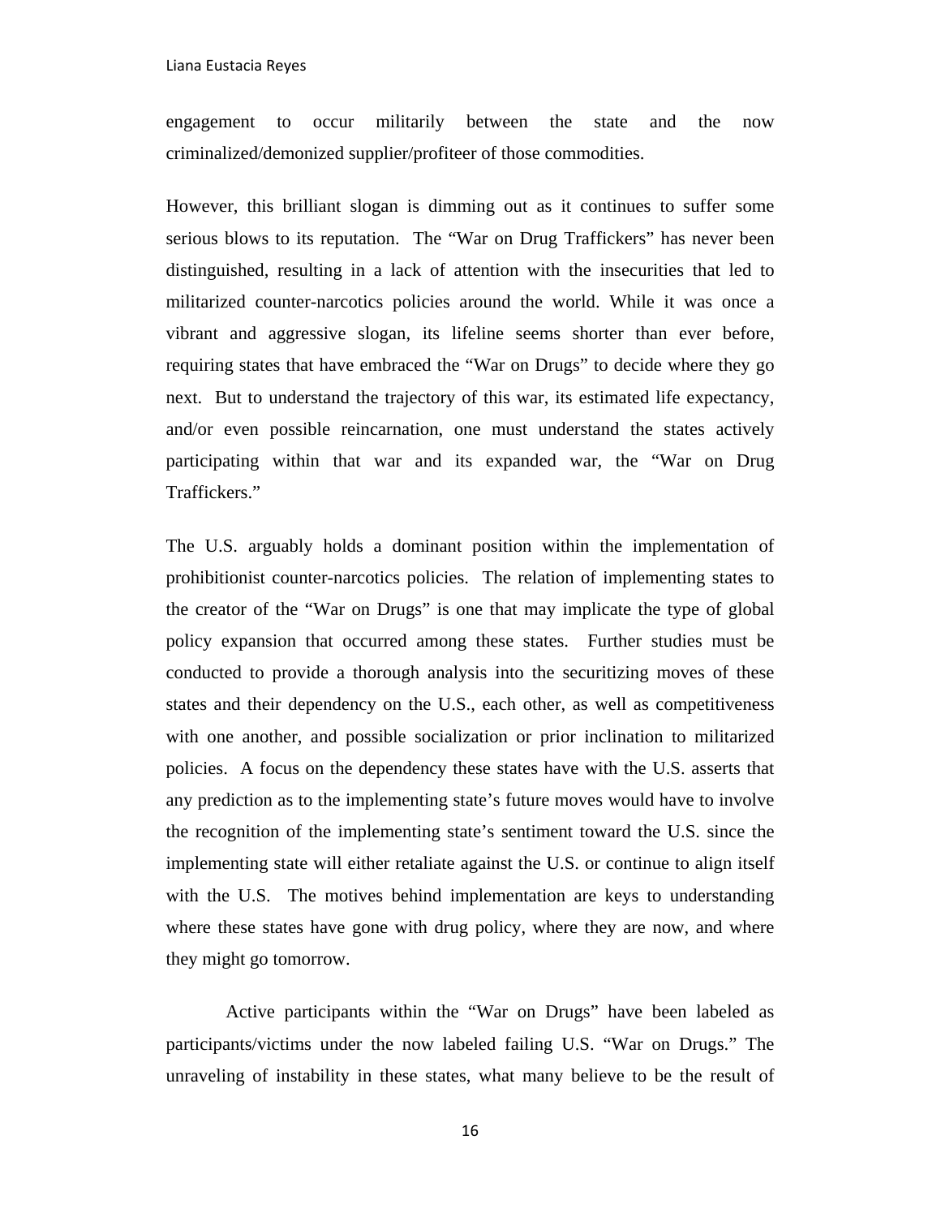engagement to occur militarily between the state and the now criminalized/demonized supplier/profiteer of those commodities.

However, this brilliant slogan is dimming out as it continues to suffer some serious blows to its reputation. The "War on Drug Traffickers" has never been distinguished, resulting in a lack of attention with the insecurities that led to militarized counter-narcotics policies around the world. While it was once a vibrant and aggressive slogan, its lifeline seems shorter than ever before, requiring states that have embraced the "War on Drugs" to decide where they go next. But to understand the trajectory of this war, its estimated life expectancy, and/or even possible reincarnation, one must understand the states actively participating within that war and its expanded war, the "War on Drug Traffickers."

The U.S. arguably holds a dominant position within the implementation of prohibitionist counter-narcotics policies. The relation of implementing states to the creator of the "War on Drugs" is one that may implicate the type of global policy expansion that occurred among these states. Further studies must be conducted to provide a thorough analysis into the securitizing moves of these states and their dependency on the U.S., each other, as well as competitiveness with one another, and possible socialization or prior inclination to militarized policies. A focus on the dependency these states have with the U.S. asserts that any prediction as to the implementing state's future moves would have to involve the recognition of the implementing state's sentiment toward the U.S. since the implementing state will either retaliate against the U.S. or continue to align itself with the U.S. The motives behind implementation are keys to understanding where these states have gone with drug policy, where they are now, and where they might go tomorrow.

Active participants within the "War on Drugs" have been labeled as participants/victims under the now labeled failing U.S. "War on Drugs." The unraveling of instability in these states, what many believe to be the result of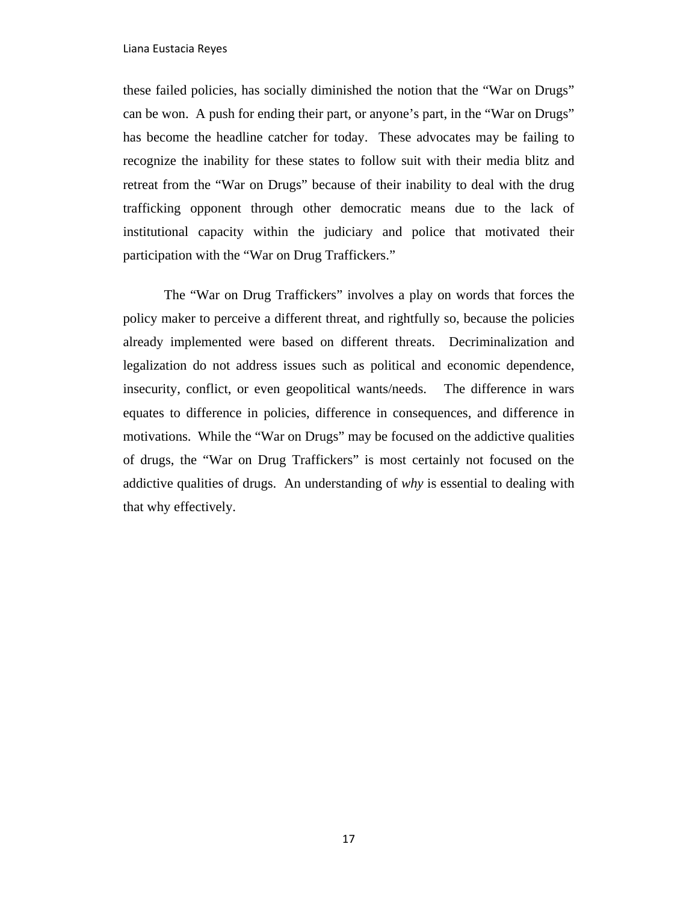these failed policies, has socially diminished the notion that the "War on Drugs" can be won. A push for ending their part, or anyone's part, in the "War on Drugs" has become the headline catcher for today. These advocates may be failing to recognize the inability for these states to follow suit with their media blitz and retreat from the "War on Drugs" because of their inability to deal with the drug trafficking opponent through other democratic means due to the lack of institutional capacity within the judiciary and police that motivated their participation with the "War on Drug Traffickers."

The "War on Drug Traffickers" involves a play on words that forces the policy maker to perceive a different threat, and rightfully so, because the policies already implemented were based on different threats. Decriminalization and legalization do not address issues such as political and economic dependence, insecurity, conflict, or even geopolitical wants/needs. The difference in wars equates to difference in policies, difference in consequences, and difference in motivations. While the "War on Drugs" may be focused on the addictive qualities of drugs, the "War on Drug Traffickers" is most certainly not focused on the addictive qualities of drugs. An understanding of *why* is essential to dealing with that why effectively.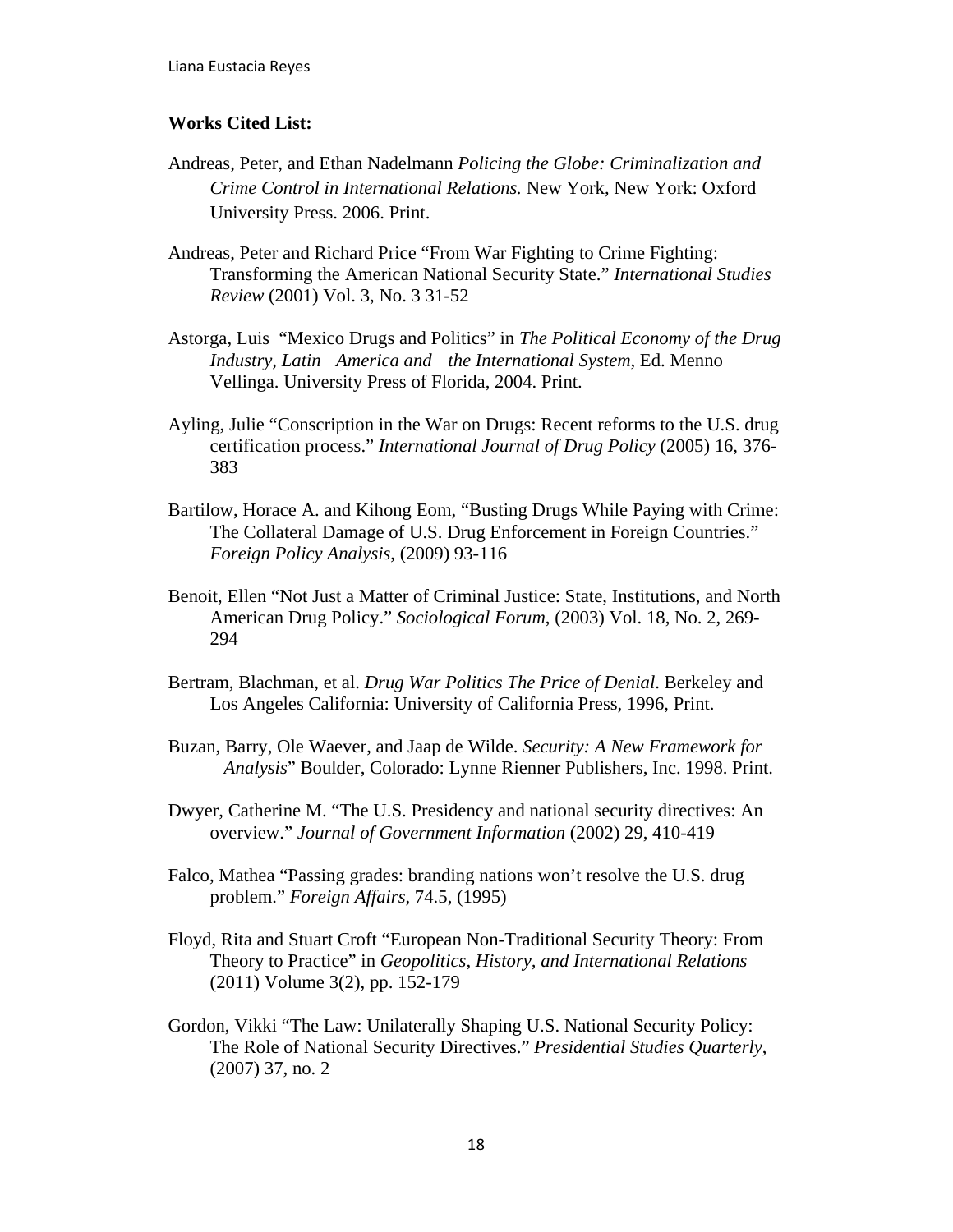**Works Cited List:**

Andreas, Peter, and Ethan Nadelmann *Policing the Globe: Criminalization and Crime Control in International Relations.* New York, New York: Oxford University Press. 2006. Print.

Andreas, Peter and Richard Price "From War Fighting to Crime Fighting: Transforming the American National Security State." *International Studies Review* (2001) Vol. 3, No. 3 31-52

Astorga, Luis "Mexico Drugs and Politics" in *The Political Economy of the Drug Industry, Latin America and the International System*, Ed. Menno Vellinga. University Press of Florida, 2004. Print.

Ayling, Julie "Conscription in the War on Drugs: Recent reforms to the U.S. drug certification process." *International Journal of Drug Policy* (2005) 16, 376-383

Bartilow, Horace A. and Kihong Eom, "Busting Drugs While Paying with Crime: The Collateral Damage of U.S. Drug Enforcement in Foreign Countries." *Foreign Policy Analysis*, (2009) 93-116

Benoit, Ellen "Not Just a Matter of Criminal Justice: State, Institutions, and North American Drug Policy." *Sociological Forum*, (2003) Vol. 18, No. 2, 269-294

Bertram, Blachman, et al. *Drug War Politics The Price of Denial*. Berkeley and Los Angeles California: University of California Press, 1996, Print.

Buzan, Barry, Ole Waever, and Jaap de Wilde. *Security: A New Framework for Analysis*" Boulder, Colorado: Lynne Rienner Publishers, Inc. 1998. Print.

Dwyer, Catherine M. "The U.S. Presidency and national security directives: An overview." *Journal of Government Information* (2002) 29, 410-419

Falco, Mathea "Passing grades: branding nations won't resolve the U.S. drug problem." *Foreign Affairs*, 74.5, (1995)

Floyd, Rita and Stuart Croft "European Non-Traditional Security Theory: From Theory to Practice" in *Geopolitics, History, and International Relations* (2011) Volume 3(2), pp. 152-179

Gordon, Vikki "The Law: Unilaterally Shaping U.S. National Security Policy: The Role of National Security Directives." *Presidential Studies Quarterly*, (2007) 37, no. 2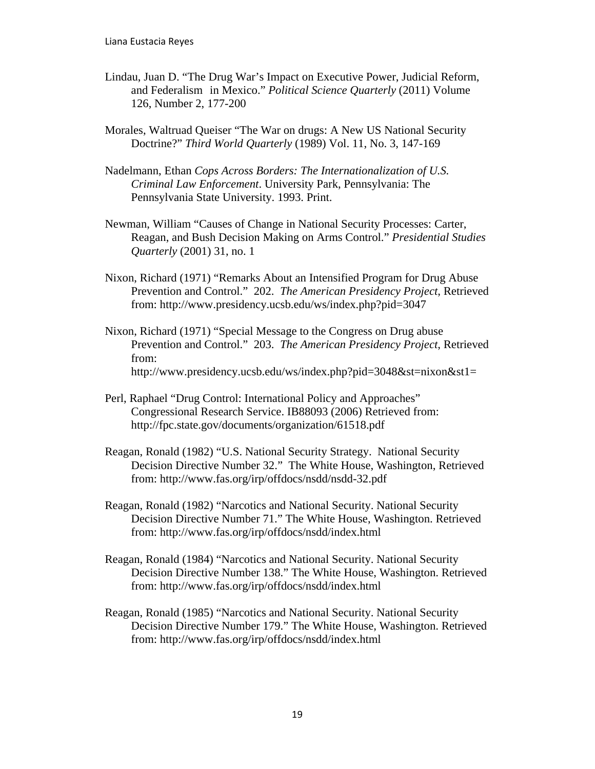Lindau, Juan D. "The Drug War's Impact on Executive Power, Judicial Reform, and Federalism in Mexico." *Political Science Quarterly* (2011) Volume 126, Number 2, 177-200

Morales, Waltruad Queiser "The War on drugs: A New US National Security Doctrine?" *Third World Quarterly* (1989) Vol. 11, No. 3, 147-169

Nadelmann, Ethan *Cops Across Borders: The Internationalization of U.S. Criminal Law Enforcement*. University Park, Pennsylvania: The Pennsylvania State University. 1993. Print.

Newman, William "Causes of Change in National Security Processes: Carter, Reagan, and Bush Decision Making on Arms Control." *Presidential Studies Quarterly* (2001) 31, no. 1

Nixon, Richard (1971) "Remarks About an Intensified Program for Drug Abuse Prevention and Control." 202. *The American Presidency Project*, Retrieved from: http://www.presidency.ucsb.edu/ws/index.php?pid=3047

Nixon, Richard (1971) "Special Message to the Congress on Drug abuse Prevention and Control." 203. *The American Presidency Project*, Retrieved from: http://www.presidency.ucsb.edu/ws/index.php?pid=3048&st=nixon&st1=

Perl, Raphael "Drug Control: International Policy and Approaches" Congressional Research Service. IB88093 (2006) Retrieved from: http://fpc.state.gov/documents/organization/61518.pdf

Reagan, Ronald (1982) "U.S. National Security Strategy. National Security Decision Directive Number 32." The White House, Washington, Retrieved from: http://www.fas.org/irp/offdocs/nsdd/nsdd-32.pdf

Reagan, Ronald (1982) "Narcotics and National Security. National Security Decision Directive Number 71." The White House, Washington. Retrieved from: http://www.fas.org/irp/offdocs/nsdd/index.html

Reagan, Ronald (1984) "Narcotics and National Security. National Security Decision Directive Number 138." The White House, Washington. Retrieved from: http://www.fas.org/irp/offdocs/nsdd/index.html

Reagan, Ronald (1985) "Narcotics and National Security. National Security Decision Directive Number 179." The White House, Washington. Retrieved from: http://www.fas.org/irp/offdocs/nsdd/index.html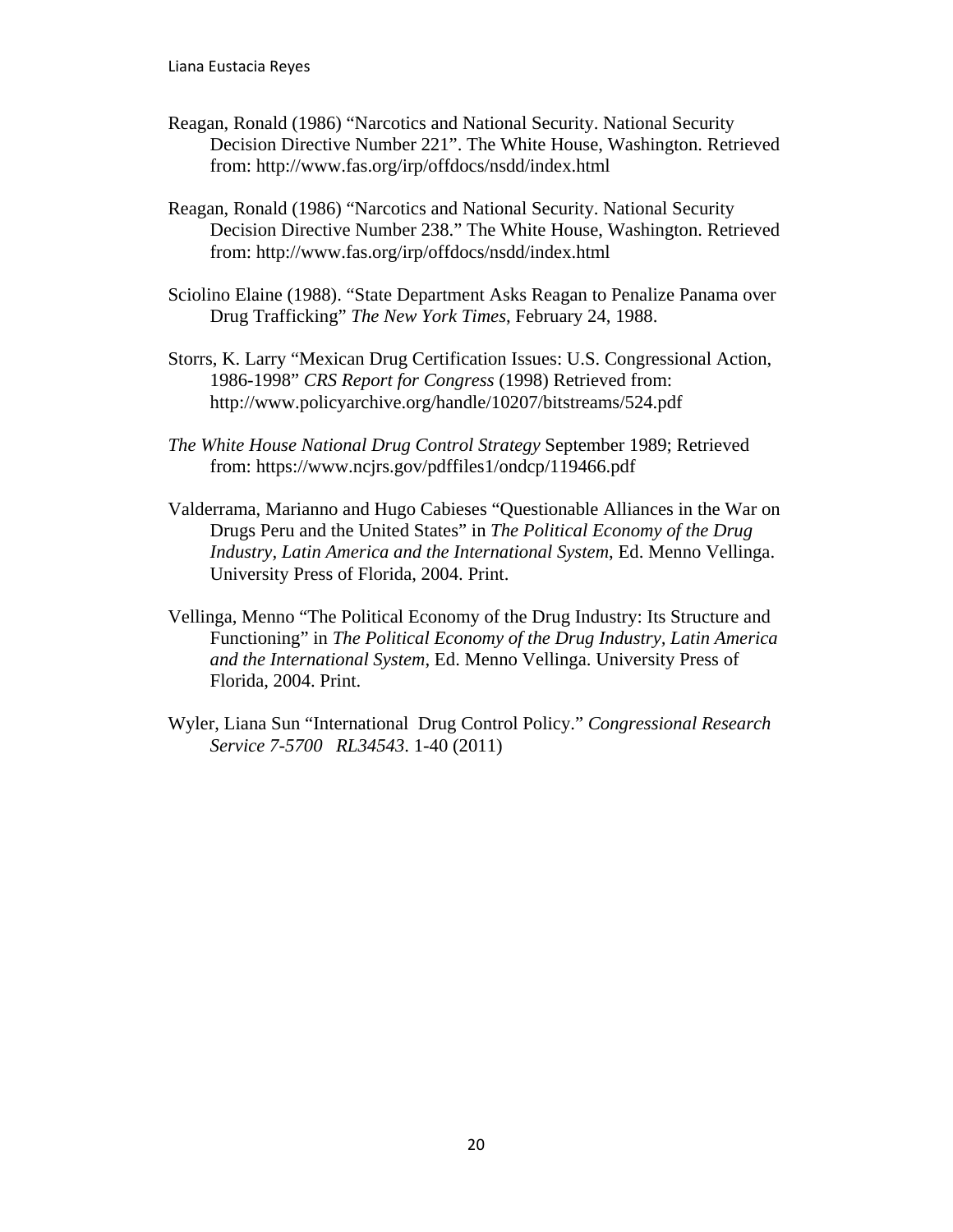Reagan, Ronald (1986) “Narcotics and National Security. National Security Decision Directive Number 221”. The White House, Washington. Retrieved from: http://www.fas.org/irp/offdocs/nsdd/index.html

Reagan, Ronald (1986) “Narcotics and National Security. National Security Decision Directive Number 238.” The White House, Washington. Retrieved from: http://www.fas.org/irp/offdocs/nsdd/index.html

Sciolino Elaine (1988). “State Department Asks Reagan to Penalize Panama over Drug Trafficking” *The New York Times*, February 24, 1988.

Storrs, K. Larry “Mexican Drug Certification Issues: U.S. Congressional Action, 1986-1998” *CRS Report for Congress* (1998) Retrieved from: http://www.policyarchive.org/handle/10207/bitstreams/524.pdf

*The White House National Drug Control Strategy* September 1989; Retrieved from: https://www.ncjrs.gov/pdffiles1/ondcp/119466.pdf

Valderrama, Marianno and Hugo Cabieses “Questionable Alliances in the War on Drugs Peru and the United States” in *The Political Economy of the Drug Industry, Latin America and the International System*, Ed. Menno Vellinga. University Press of Florida, 2004. Print.

Vellinga, Menno “The Political Economy of the Drug Industry: Its Structure and Functioning” in *The Political Economy of the Drug Industry, Latin America and the International System*, Ed. Menno Vellinga. University Press of Florida, 2004. Print.

Wyler, Liana Sun “International Drug Control Policy.” *Congressional Research Service 7-5700 RL34543*. 1-40 (2011)